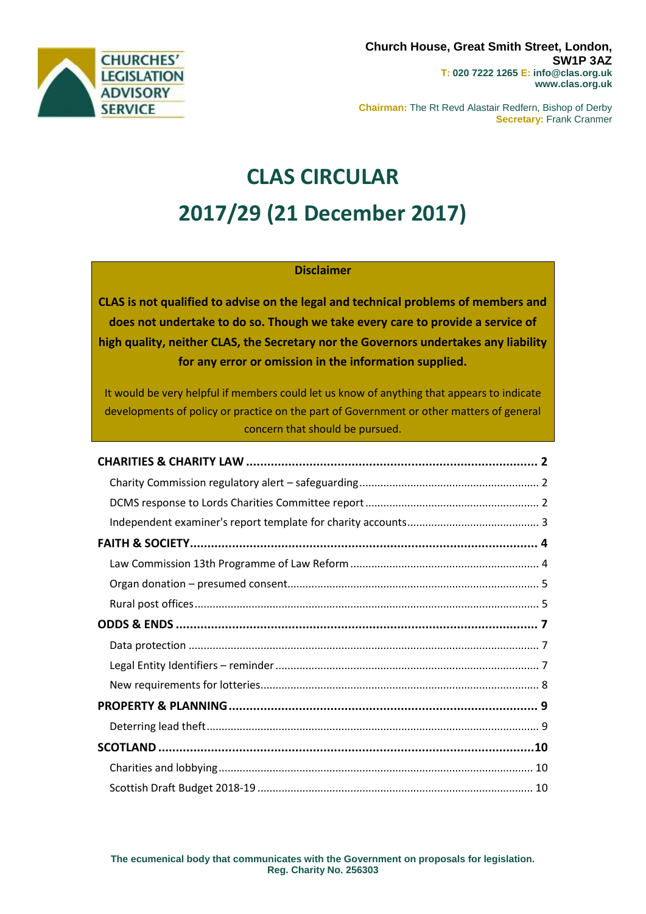**CHURCHES' LEGISLATION ADVISORY SERVICE**

**Church House, Great Smith Street, London, SW1P 3AZ**
**T: 020 7222 1265 E: info@clas.org.uk**
**www.clas.org.uk**

**Chairman:** The Rt Revd Alastair Redfern, Bishop of Derby
**Secretary:** Frank Cranmer

# CLAS CIRCULAR
# 2017/29 (21 December 2017)

**Disclaimer**

**CLAS is not qualified to advise on the legal and technical problems of members and does not undertake to do so. Though we take every care to provide a service of high quality, neither CLAS, the Secretary nor the Governors undertakes any liability for any error or omission in the information supplied.**

It would be very helpful if members could let us know of anything that appears to indicate developments of policy or practice on the part of Government or other matters of general concern that should be pursued.

**CHARITIES & CHARITY LAW** .......... **2**
- Charity Commission regulatory alert – safeguarding .......... 2
- DCMS response to Lords Charities Committee report .......... 2
- Independent examiner's report template for charity accounts .......... 3

**FAITH & SOCIETY** .......... **4**
- Law Commission 13th Programme of Law Reform .......... 4
- Organ donation – presumed consent .......... 5
- Rural post offices .......... 5

**ODDS & ENDS** .......... **7**
- Data protection .......... 7
- Legal Entity Identifiers – reminder .......... 7
- New requirements for lotteries .......... 8

**PROPERTY & PLANNING** .......... **9**
- Deterring lead theft .......... 9

**SCOTLAND** .......... **10**
- Charities and lobbying .......... 10
- Scottish Draft Budget 2018-19 .......... 10

**The ecumenical body that communicates with the Government on proposals for legislation.**
**Reg. Charity No. 256303**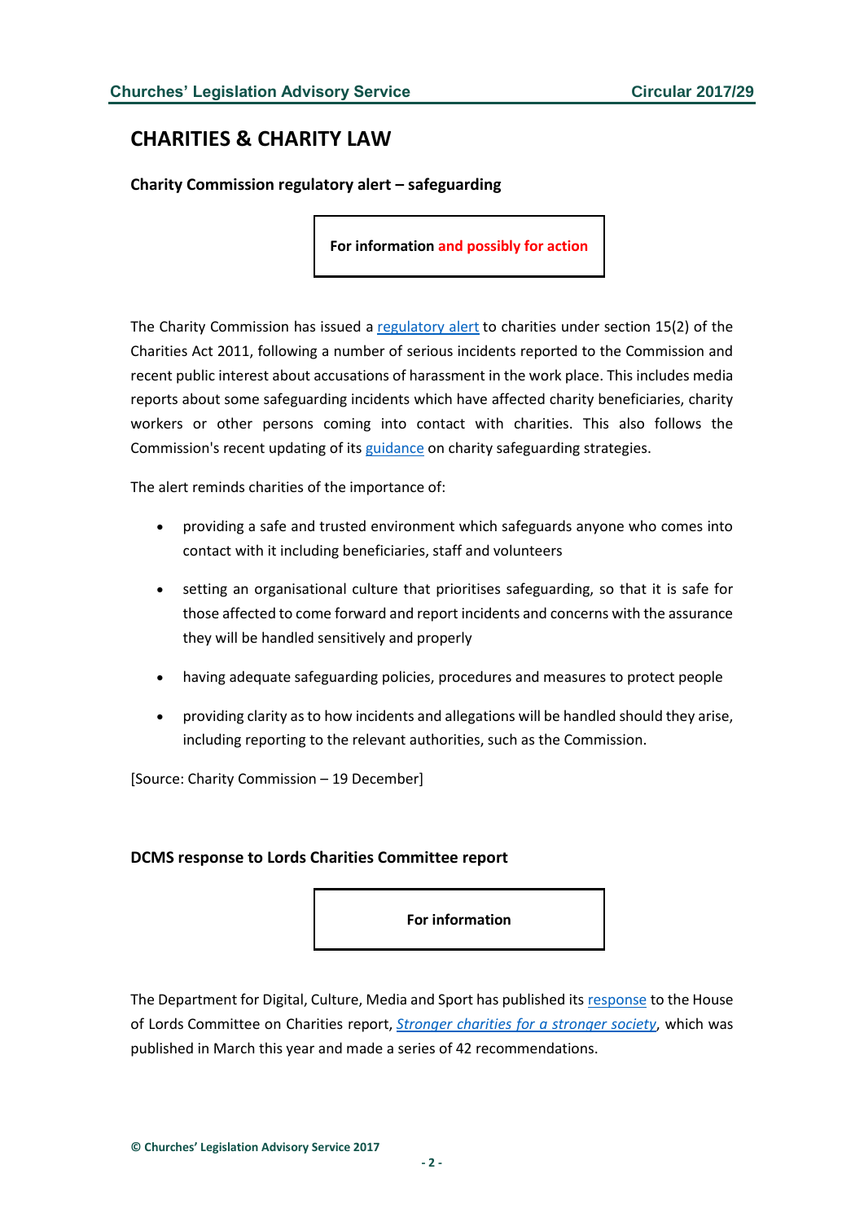## CHARITIES & CHARITY LAW

### Charity Commission regulatory alert – safeguarding

**For information and possibly for action**

The Charity Commission has issued a regulatory alert to charities under section 15(2) of the Charities Act 2011, following a number of serious incidents reported to the Commission and recent public interest about accusations of harassment in the work place. This includes media reports about some safeguarding incidents which have affected charity beneficiaries, charity workers or other persons coming into contact with charities. This also follows the Commission's recent updating of its guidance on charity safeguarding strategies.

The alert reminds charities of the importance of:

- providing a safe and trusted environment which safeguards anyone who comes into contact with it including beneficiaries, staff and volunteers
- setting an organisational culture that prioritises safeguarding, so that it is safe for those affected to come forward and report incidents and concerns with the assurance they will be handled sensitively and properly
- having adequate safeguarding policies, procedures and measures to protect people
- providing clarity as to how incidents and allegations will be handled should they arise, including reporting to the relevant authorities, such as the Commission.

[Source: Charity Commission – 19 December]

### DCMS response to Lords Charities Committee report

**For information**

The Department for Digital, Culture, Media and Sport has published its response to the House of Lords Committee on Charities report, *Stronger charities for a stronger society*, which was published in March this year and made a series of 42 recommendations.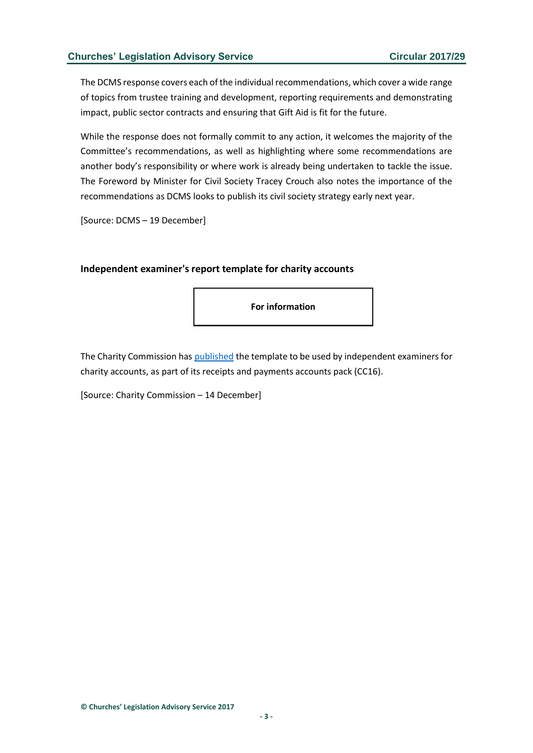The DCMS response covers each of the individual recommendations, which cover a wide range of topics from trustee training and development, reporting requirements and demonstrating impact, public sector contracts and ensuring that Gift Aid is fit for the future.

While the response does not formally commit to any action, it welcomes the majority of the Committee's recommendations, as well as highlighting where some recommendations are another body's responsibility or where work is already being undertaken to tackle the issue. The Foreword by Minister for Civil Society Tracey Crouch also notes the importance of the recommendations as DCMS looks to publish its civil society strategy early next year.

[Source: DCMS – 19 December]

### Independent examiner's report template for charity accounts

**For information**

The Charity Commission has published the template to be used by independent examiners for charity accounts, as part of its receipts and payments accounts pack (CC16).

[Source: Charity Commission – 14 December]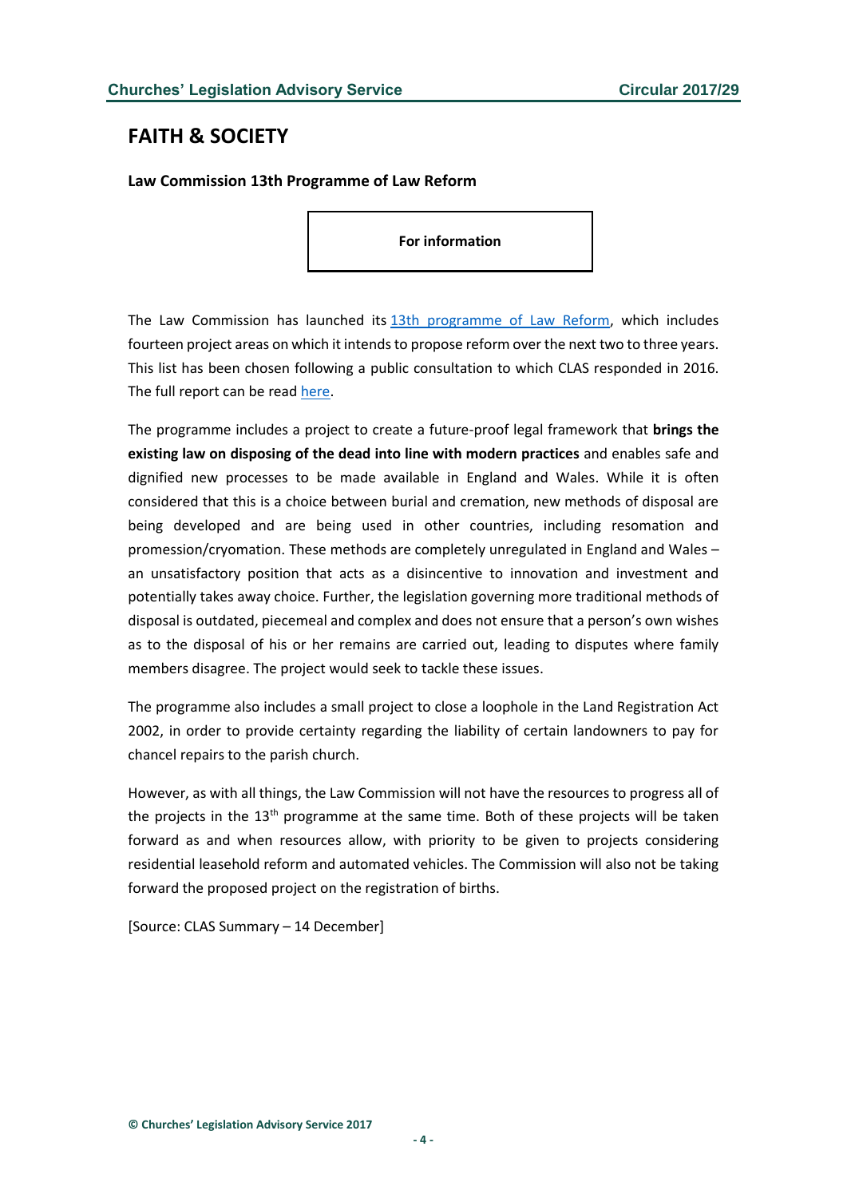# FAITH & SOCIETY

**Law Commission 13th Programme of Law Reform**

**For information**

The Law Commission has launched its 13th programme of Law Reform, which includes fourteen project areas on which it intends to propose reform over the next two to three years. This list has been chosen following a public consultation to which CLAS responded in 2016. The full report can be read here.

The programme includes a project to create a future-proof legal framework that **brings the existing law on disposing of the dead into line with modern practices** and enables safe and dignified new processes to be made available in England and Wales. While it is often considered that this is a choice between burial and cremation, new methods of disposal are being developed and are being used in other countries, including resomation and promession/cryomation. These methods are completely unregulated in England and Wales – an unsatisfactory position that acts as a disincentive to innovation and investment and potentially takes away choice. Further, the legislation governing more traditional methods of disposal is outdated, piecemeal and complex and does not ensure that a person's own wishes as to the disposal of his or her remains are carried out, leading to disputes where family members disagree. The project would seek to tackle these issues.

The programme also includes a small project to close a loophole in the Land Registration Act 2002, in order to provide certainty regarding the liability of certain landowners to pay for chancel repairs to the parish church.

However, as with all things, the Law Commission will not have the resources to progress all of the projects in the 13th programme at the same time. Both of these projects will be taken forward as and when resources allow, with priority to be given to projects considering residential leasehold reform and automated vehicles. The Commission will also not be taking forward the proposed project on the registration of births.

[Source: CLAS Summary – 14 December]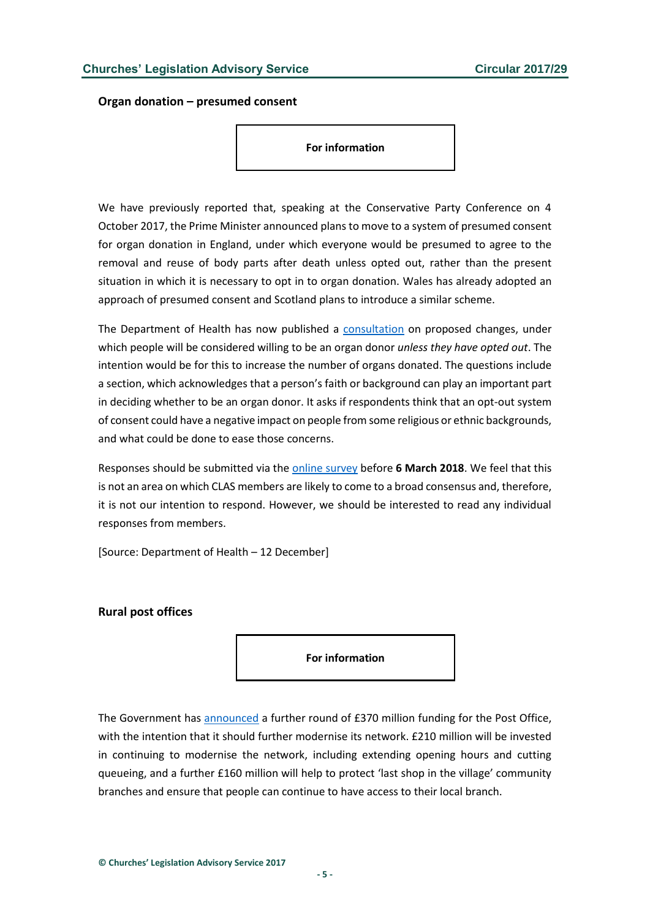### Organ donation – presumed consent

**For information**

We have previously reported that, speaking at the Conservative Party Conference on 4 October 2017, the Prime Minister announced plans to move to a system of presumed consent for organ donation in England, under which everyone would be presumed to agree to the removal and reuse of body parts after death unless opted out, rather than the present situation in which it is necessary to opt in to organ donation. Wales has already adopted an approach of presumed consent and Scotland plans to introduce a similar scheme.

The Department of Health has now published a consultation on proposed changes, under which people will be considered willing to be an organ donor *unless they have opted out*. The intention would be for this to increase the number of organs donated. The questions include a section, which acknowledges that a person's faith or background can play an important part in deciding whether to be an organ donor. It asks if respondents think that an opt-out system of consent could have a negative impact on people from some religious or ethnic backgrounds, and what could be done to ease those concerns.

Responses should be submitted via the online survey before **6 March 2018**. We feel that this is not an area on which CLAS members are likely to come to a broad consensus and, therefore, it is not our intention to respond. However, we should be interested to read any individual responses from members.

[Source: Department of Health – 12 December]

### Rural post offices

**For information**

The Government has announced a further round of £370 million funding for the Post Office, with the intention that it should further modernise its network. £210 million will be invested in continuing to modernise the network, including extending opening hours and cutting queueing, and a further £160 million will help to protect 'last shop in the village' community branches and ensure that people can continue to have access to their local branch.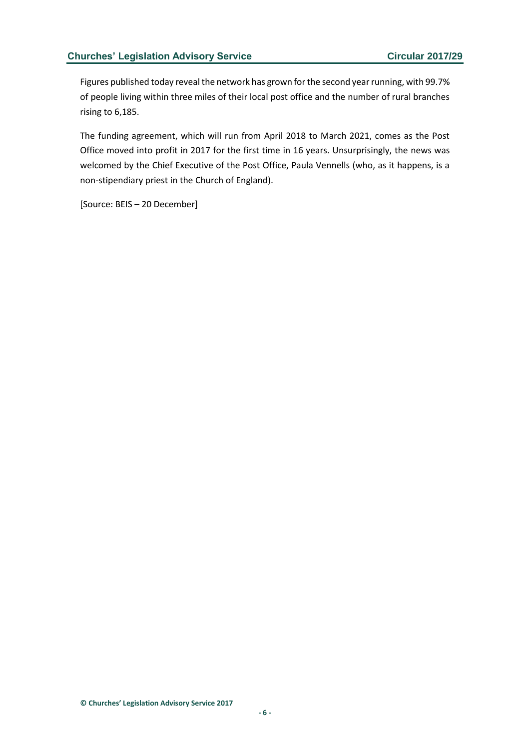Figures published today reveal the network has grown for the second year running, with 99.7% of people living within three miles of their local post office and the number of rural branches rising to 6,185.

The funding agreement, which will run from April 2018 to March 2021, comes as the Post Office moved into profit in 2017 for the first time in 16 years. Unsurprisingly, the news was welcomed by the Chief Executive of the Post Office, Paula Vennells (who, as it happens, is a non-stipendiary priest in the Church of England).

[Source: BEIS – 20 December]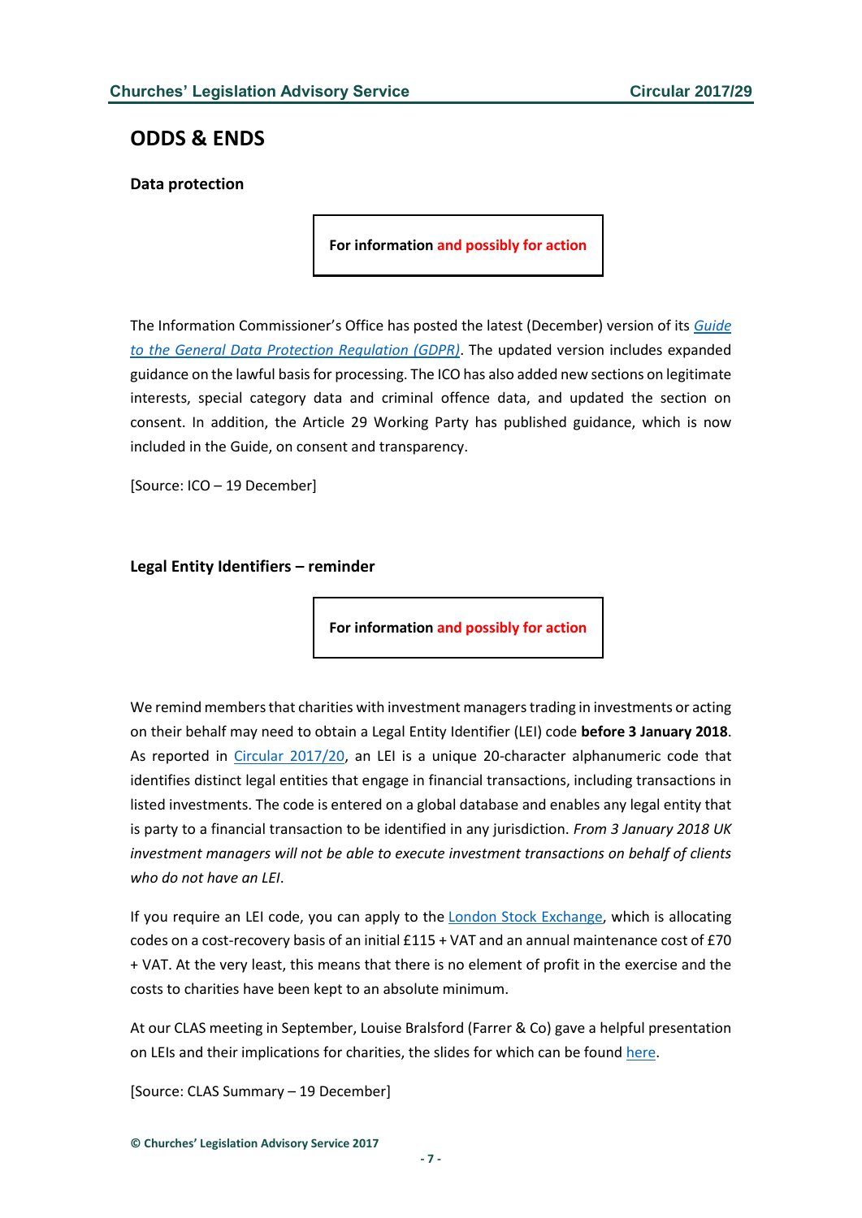## ODDS & ENDS

### Data protection

**For information and possibly for action**

The Information Commissioner's Office has posted the latest (December) version of its *Guide to the General Data Protection Regulation (GDPR)*. The updated version includes expanded guidance on the lawful basis for processing. The ICO has also added new sections on legitimate interests, special category data and criminal offence data, and updated the section on consent. In addition, the Article 29 Working Party has published guidance, which is now included in the Guide, on consent and transparency.

[Source: ICO – 19 December]

### Legal Entity Identifiers – reminder

**For information and possibly for action**

We remind members that charities with investment managers trading in investments or acting on their behalf may need to obtain a Legal Entity Identifier (LEI) code **before 3 January 2018**. As reported in Circular 2017/20, an LEI is a unique 20-character alphanumeric code that identifies distinct legal entities that engage in financial transactions, including transactions in listed investments. The code is entered on a global database and enables any legal entity that is party to a financial transaction to be identified in any jurisdiction. *From 3 January 2018 UK investment managers will not be able to execute investment transactions on behalf of clients who do not have an LEI*.

If you require an LEI code, you can apply to the London Stock Exchange, which is allocating codes on a cost-recovery basis of an initial £115 + VAT and an annual maintenance cost of £70 + VAT. At the very least, this means that there is no element of profit in the exercise and the costs to charities have been kept to an absolute minimum.

At our CLAS meeting in September, Louise Bralsford (Farrer & Co) gave a helpful presentation on LEIs and their implications for charities, the slides for which can be found here.

[Source: CLAS Summary – 19 December]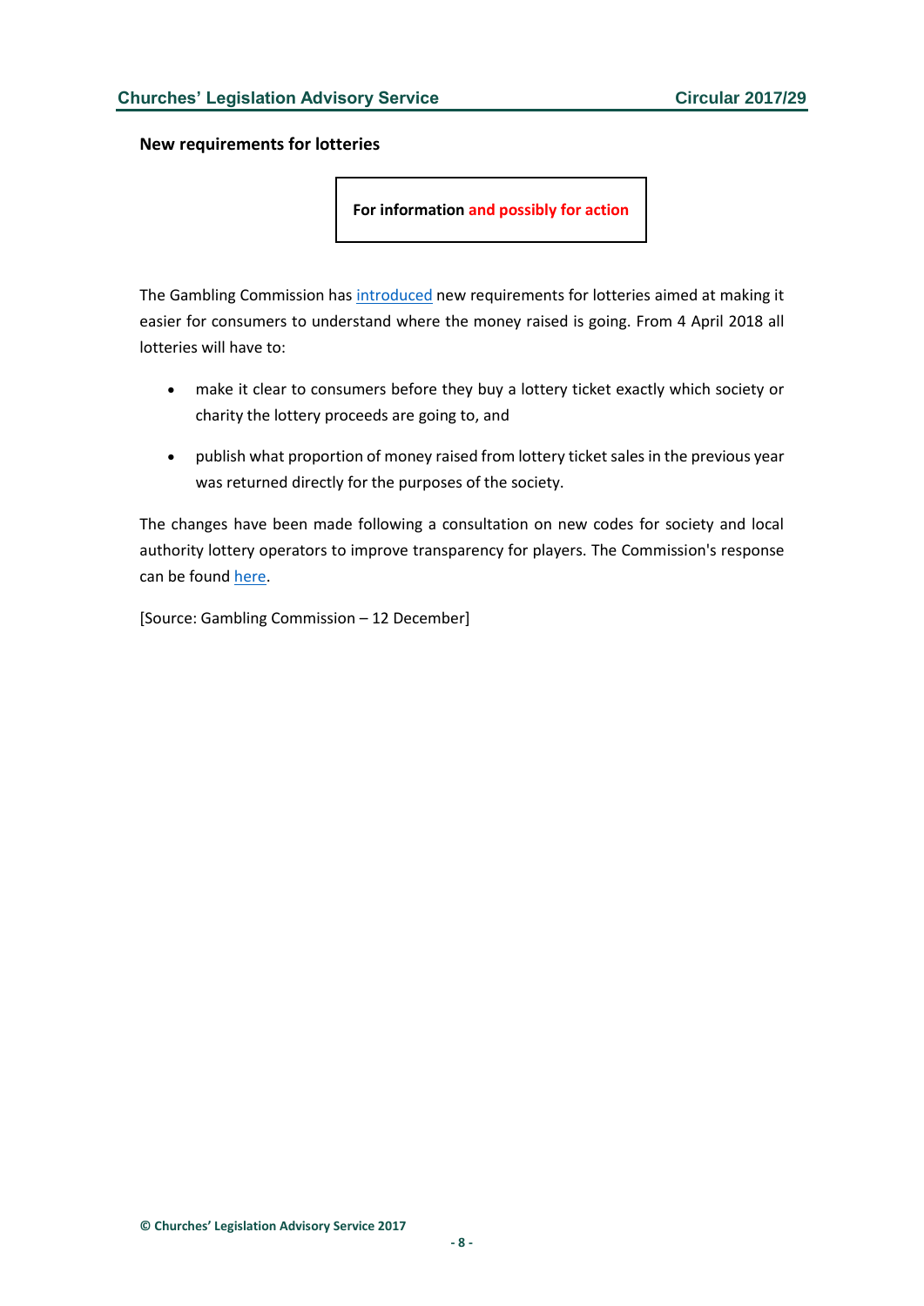**New requirements for lotteries**

**For information and possibly for action**

The Gambling Commission has introduced new requirements for lotteries aimed at making it easier for consumers to understand where the money raised is going. From 4 April 2018 all lotteries will have to:

- make it clear to consumers before they buy a lottery ticket exactly which society or charity the lottery proceeds are going to, and
- publish what proportion of money raised from lottery ticket sales in the previous year was returned directly for the purposes of the society.

The changes have been made following a consultation on new codes for society and local authority lottery operators to improve transparency for players. The Commission's response can be found here.

[Source: Gambling Commission – 12 December]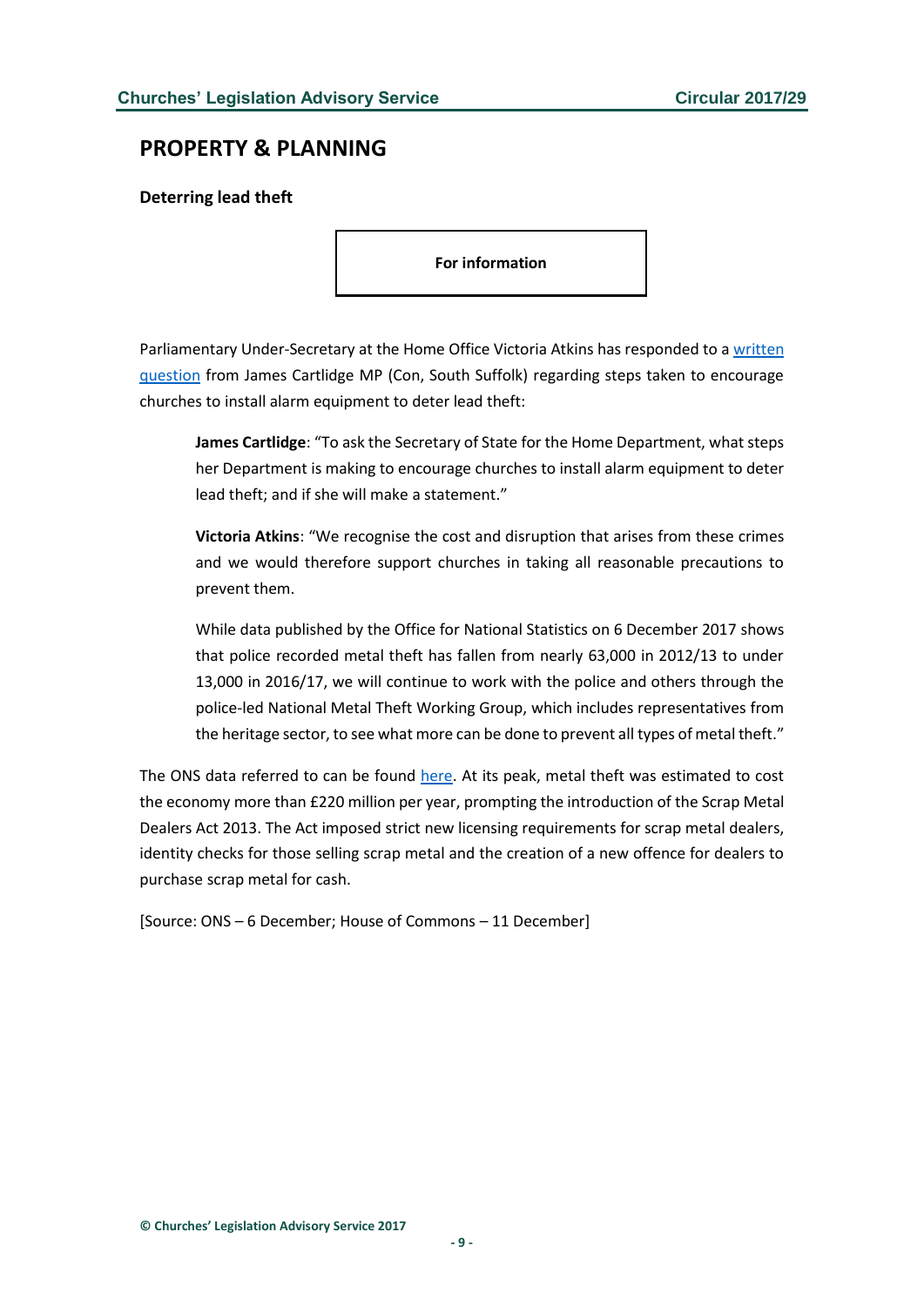## PROPERTY & PLANNING

### Deterring lead theft

**For information**

Parliamentary Under-Secretary at the Home Office Victoria Atkins has responded to a written question from James Cartlidge MP (Con, South Suffolk) regarding steps taken to encourage churches to install alarm equipment to deter lead theft:

> **James Cartlidge**: "To ask the Secretary of State for the Home Department, what steps her Department is making to encourage churches to install alarm equipment to deter lead theft; and if she will make a statement."
>
> **Victoria Atkins**: "We recognise the cost and disruption that arises from these crimes and we would therefore support churches in taking all reasonable precautions to prevent them.
>
> While data published by the Office for National Statistics on 6 December 2017 shows that police recorded metal theft has fallen from nearly 63,000 in 2012/13 to under 13,000 in 2016/17, we will continue to work with the police and others through the police-led National Metal Theft Working Group, which includes representatives from the heritage sector, to see what more can be done to prevent all types of metal theft."

The ONS data referred to can be found here. At its peak, metal theft was estimated to cost the economy more than £220 million per year, prompting the introduction of the Scrap Metal Dealers Act 2013. The Act imposed strict new licensing requirements for scrap metal dealers, identity checks for those selling scrap metal and the creation of a new offence for dealers to purchase scrap metal for cash.

[Source: ONS – 6 December; House of Commons – 11 December]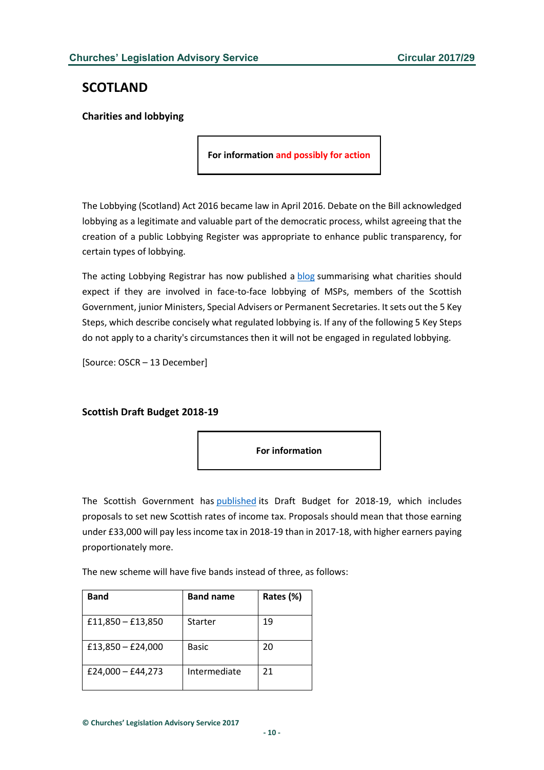## SCOTLAND

### Charities and lobbying

**For information and possibly for action**

The Lobbying (Scotland) Act 2016 became law in April 2016. Debate on the Bill acknowledged lobbying as a legitimate and valuable part of the democratic process, whilst agreeing that the creation of a public Lobbying Register was appropriate to enhance public transparency, for certain types of lobbying.

The acting Lobbying Registrar has now published a blog summarising what charities should expect if they are involved in face-to-face lobbying of MSPs, members of the Scottish Government, junior Ministers, Special Advisers or Permanent Secretaries. It sets out the 5 Key Steps, which describe concisely what regulated lobbying is. If any of the following 5 Key Steps do not apply to a charity's circumstances then it will not be engaged in regulated lobbying.

[Source: OSCR – 13 December]

### Scottish Draft Budget 2018-19

**For information**

The Scottish Government has published its Draft Budget for 2018-19, which includes proposals to set new Scottish rates of income tax. Proposals should mean that those earning under £33,000 will pay less income tax in 2018-19 than in 2017-18, with higher earners paying proportionately more.

The new scheme will have five bands instead of three, as follows:

| Band | Band name | Rates (%) |
|---|---|---|
| £11,850 – £13,850 | Starter | 19 |
| £13,850 – £24,000 | Basic | 20 |
| £24,000 – £44,273 | Intermediate | 21 |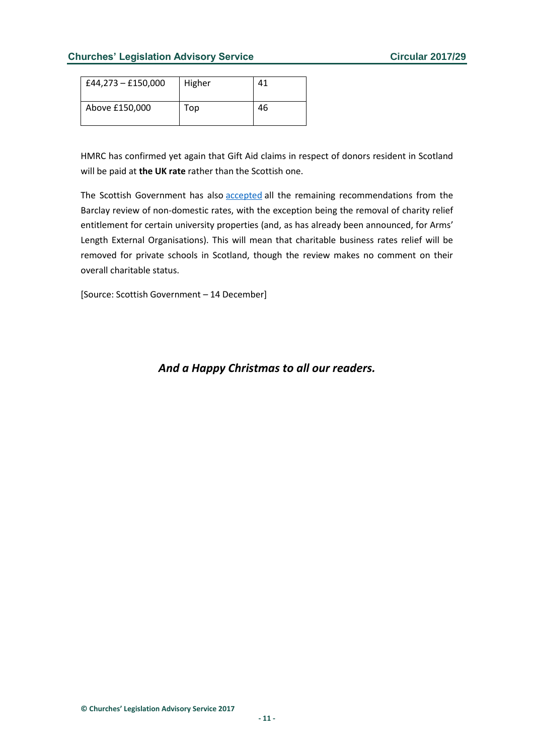| | | |
|---|---|---|
| £44,273 – £150,000 | Higher | 41 |
| Above £150,000 | Top | 46 |

HMRC has confirmed yet again that Gift Aid claims in respect of donors resident in Scotland will be paid at **the UK rate** rather than the Scottish one.

The Scottish Government has also accepted all the remaining recommendations from the Barclay review of non-domestic rates, with the exception being the removal of charity relief entitlement for certain university properties (and, as has already been announced, for Arms' Length External Organisations). This will mean that charitable business rates relief will be removed for private schools in Scotland, though the review makes no comment on their overall charitable status.

[Source: Scottish Government – 14 December]

***And a Happy Christmas to all our readers.***